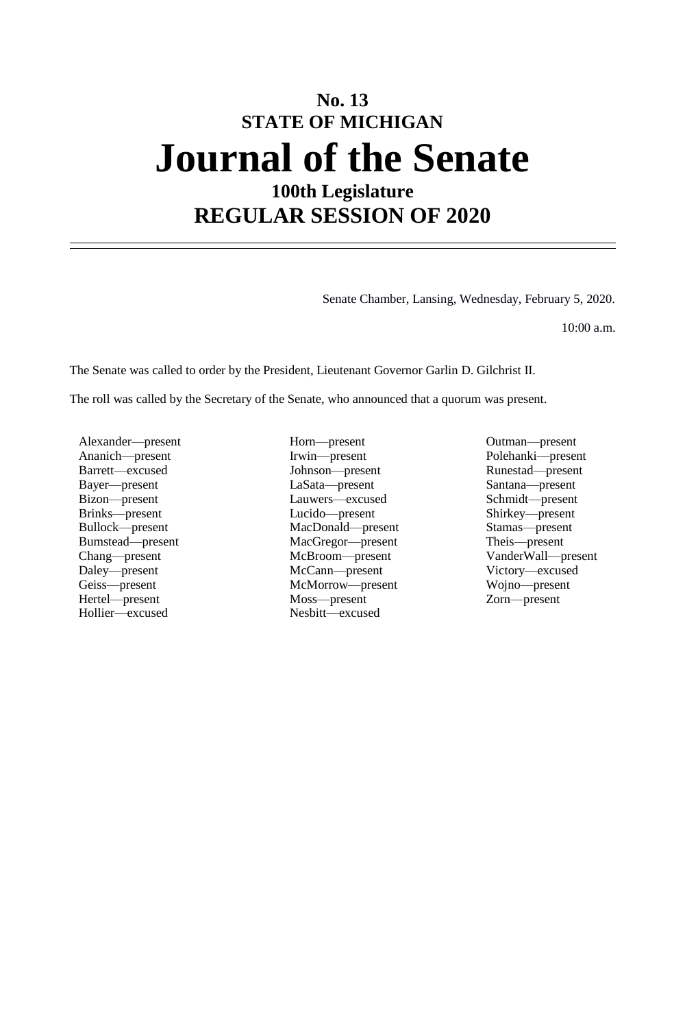# No. 13
# STATE OF MICHIGAN
# Journal of the Senate
## 100th Legislature
## REGULAR SESSION OF 2020

Senate Chamber, Lansing, Wednesday, February 5, 2020.

10:00 a.m.

The Senate was called to order by the President, Lieutenant Governor Garlin D. Gilchrist II.

The roll was called by the Secretary of the Senate, who announced that a quorum was present.

Alexander—present
Ananich—present
Barrett—excused
Bayer—present
Bizon—present
Brinks—present
Bullock—present
Bumstead—present
Chang—present
Daley—present
Geiss—present
Hertel—present
Hollier—excused
Horn—present
Irwin—present
Johnson—present
LaSata—present
Lauwers—excused
Lucido—present
MacDonald—present
MacGregor—present
McBroom—present
McCann—present
McMorrow—present
Moss—present
Nesbitt—excused
Outman—present
Polehanki—present
Runestad—present
Santana—present
Schmidt—present
Shirkey—present
Stamas—present
Theis—present
VanderWall—present
Victory—excused
Wojno—present
Zorn—present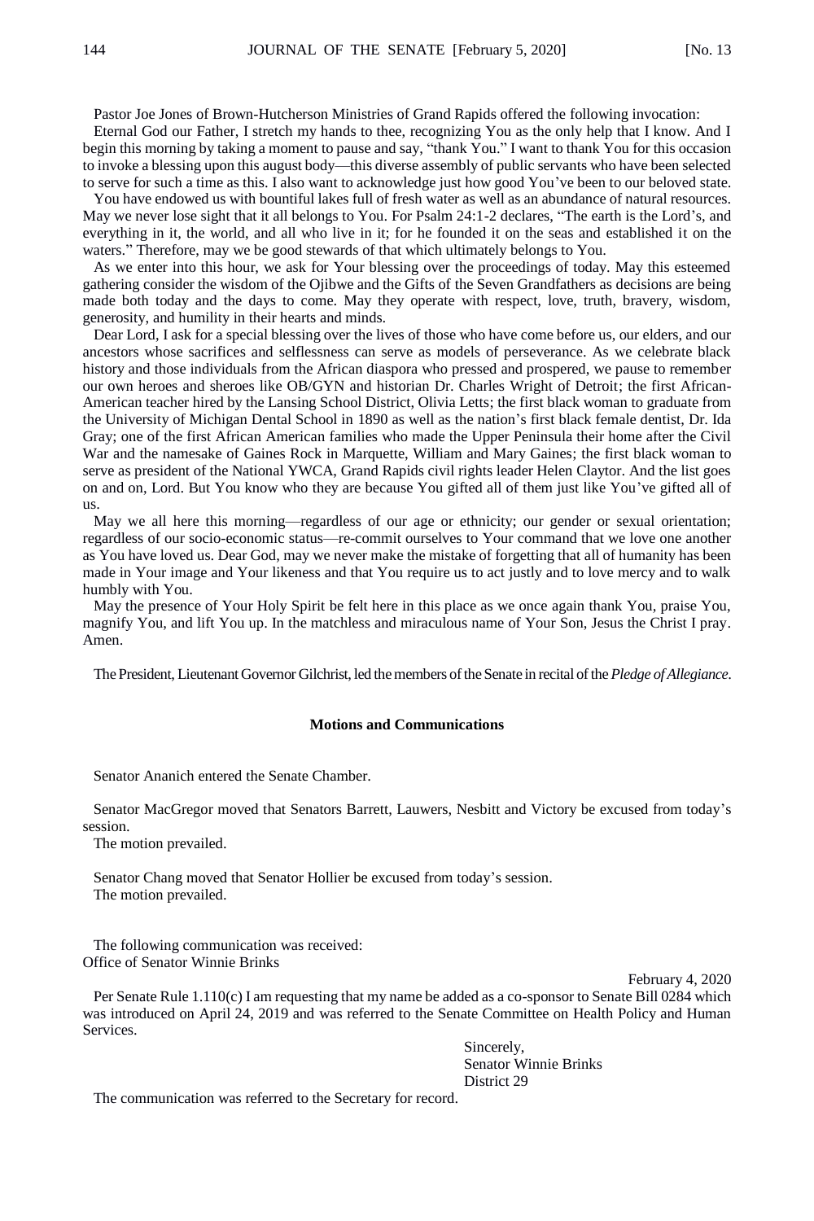Pastor Joe Jones of Brown-Hutcherson Ministries of Grand Rapids offered the following invocation:

Eternal God our Father, I stretch my hands to thee, recognizing You as the only help that I know. And I begin this morning by taking a moment to pause and say, "thank You." I want to thank You for this occasion to invoke a blessing upon this august body—this diverse assembly of public servants who have been selected to serve for such a time as this. I also want to acknowledge just how good You've been to our beloved state.

You have endowed us with bountiful lakes full of fresh water as well as an abundance of natural resources. May we never lose sight that it all belongs to You. For Psalm 24:1-2 declares, "The earth is the Lord's, and everything in it, the world, and all who live in it; for he founded it on the seas and established it on the waters." Therefore, may we be good stewards of that which ultimately belongs to You.

As we enter into this hour, we ask for Your blessing over the proceedings of today. May this esteemed gathering consider the wisdom of the Ojibwe and the Gifts of the Seven Grandfathers as decisions are being made both today and the days to come. May they operate with respect, love, truth, bravery, wisdom, generosity, and humility in their hearts and minds.

Dear Lord, I ask for a special blessing over the lives of those who have come before us, our elders, and our ancestors whose sacrifices and selflessness can serve as models of perseverance. As we celebrate black history and those individuals from the African diaspora who pressed and prospered, we pause to remember our own heroes and sheroes like OB/GYN and historian Dr. Charles Wright of Detroit; the first African-American teacher hired by the Lansing School District, Olivia Letts; the first black woman to graduate from the University of Michigan Dental School in 1890 as well as the nation's first black female dentist, Dr. Ida Gray; one of the first African American families who made the Upper Peninsula their home after the Civil War and the namesake of Gaines Rock in Marquette, William and Mary Gaines; the first black woman to serve as president of the National YWCA, Grand Rapids civil rights leader Helen Claytor. And the list goes on and on, Lord. But You know who they are because You gifted all of them just like You've gifted all of us.

May we all here this morning—regardless of our age or ethnicity; our gender or sexual orientation; regardless of our socio-economic status—re-commit ourselves to Your command that we love one another as You have loved us. Dear God, may we never make the mistake of forgetting that all of humanity has been made in Your image and Your likeness and that You require us to act justly and to love mercy and to walk humbly with You.

May the presence of Your Holy Spirit be felt here in this place as we once again thank You, praise You, magnify You, and lift You up. In the matchless and miraculous name of Your Son, Jesus the Christ I pray. Amen.

The President, Lieutenant Governor Gilchrist, led the members of the Senate in recital of the *Pledge of Allegiance*.

## Motions and Communications

Senator Ananich entered the Senate Chamber.

Senator MacGregor moved that Senators Barrett, Lauwers, Nesbitt and Victory be excused from today's session.

The motion prevailed.

Senator Chang moved that Senator Hollier be excused from today's session.

The motion prevailed.

The following communication was received:

Office of Senator Winnie Brinks

February 4, 2020

Per Senate Rule 1.110(c) I am requesting that my name be added as a co-sponsor to Senate Bill 0284 which was introduced on April 24, 2019 and was referred to the Senate Committee on Health Policy and Human Services.

Sincerely,
Senator Winnie Brinks
District 29

The communication was referred to the Secretary for record.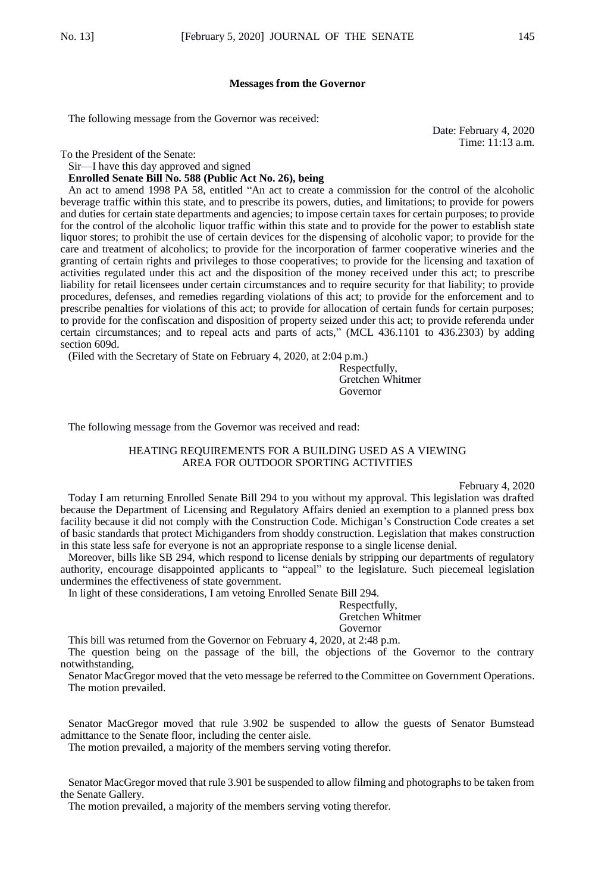## Messages from the Governor

The following message from the Governor was received:

Date: February 4, 2020
Time: 11:13 a.m.

To the President of the Senate:

Sir—I have this day approved and signed

**Enrolled Senate Bill No. 588 (Public Act No. 26), being**

An act to amend 1998 PA 58, entitled "An act to create a commission for the control of the alcoholic beverage traffic within this state, and to prescribe its powers, duties, and limitations; to provide for powers and duties for certain state departments and agencies; to impose certain taxes for certain purposes; to provide for the control of the alcoholic liquor traffic within this state and to provide for the power to establish state liquor stores; to prohibit the use of certain devices for the dispensing of alcoholic vapor; to provide for the care and treatment of alcoholics; to provide for the incorporation of farmer cooperative wineries and the granting of certain rights and privileges to those cooperatives; to provide for the licensing and taxation of activities regulated under this act and the disposition of the money received under this act; to prescribe liability for retail licensees under certain circumstances and to require security for that liability; to provide procedures, defenses, and remedies regarding violations of this act; to provide for the enforcement and to prescribe penalties for violations of this act; to provide for allocation of certain funds for certain purposes; to provide for the confiscation and disposition of property seized under this act; to provide referenda under certain circumstances; and to repeal acts and parts of acts," (MCL 436.1101 to 436.2303) by adding section 609d.

(Filed with the Secretary of State on February 4, 2020, at 2:04 p.m.)

Respectfully,
Gretchen Whitmer
Governor

The following message from the Governor was received and read:

HEATING REQUIREMENTS FOR A BUILDING USED AS A VIEWING AREA FOR OUTDOOR SPORTING ACTIVITIES

February 4, 2020

Today I am returning Enrolled Senate Bill 294 to you without my approval. This legislation was drafted because the Department of Licensing and Regulatory Affairs denied an exemption to a planned press box facility because it did not comply with the Construction Code. Michigan's Construction Code creates a set of basic standards that protect Michiganders from shoddy construction. Legislation that makes construction in this state less safe for everyone is not an appropriate response to a single license denial.

Moreover, bills like SB 294, which respond to license denials by stripping our departments of regulatory authority, encourage disappointed applicants to "appeal" to the legislature. Such piecemeal legislation undermines the effectiveness of state government.

In light of these considerations, I am vetoing Enrolled Senate Bill 294.

Respectfully,
Gretchen Whitmer
Governor

This bill was returned from the Governor on February 4, 2020, at 2:48 p.m.

The question being on the passage of the bill, the objections of the Governor to the contrary notwithstanding,

Senator MacGregor moved that the veto message be referred to the Committee on Government Operations.

The motion prevailed.

Senator MacGregor moved that rule 3.902 be suspended to allow the guests of Senator Bumstead admittance to the Senate floor, including the center aisle.

The motion prevailed, a majority of the members serving voting therefor.

Senator MacGregor moved that rule 3.901 be suspended to allow filming and photographs to be taken from the Senate Gallery.

The motion prevailed, a majority of the members serving voting therefor.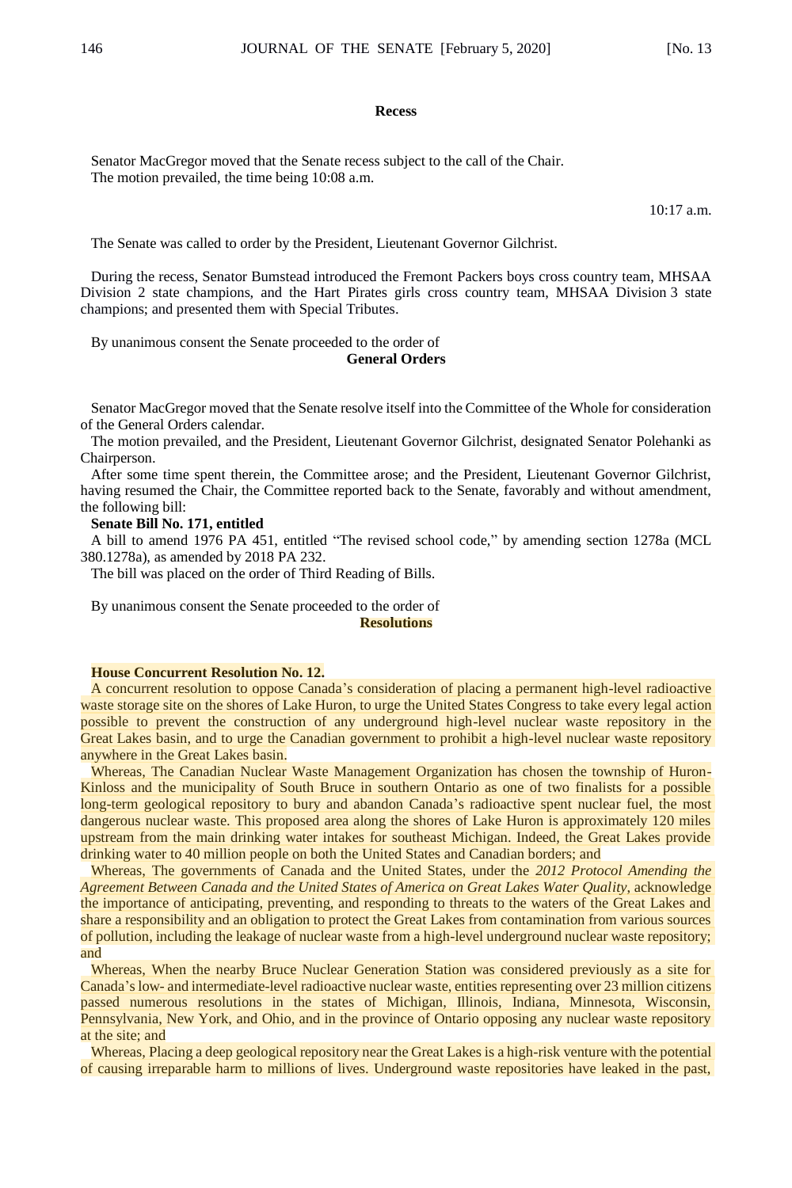### Recess

Senator MacGregor moved that the Senate recess subject to the call of the Chair.
The motion prevailed, the time being 10:08 a.m.

10:17 a.m.

The Senate was called to order by the President, Lieutenant Governor Gilchrist.

During the recess, Senator Bumstead introduced the Fremont Packers boys cross country team, MHSAA Division 2 state champions, and the Hart Pirates girls cross country team, MHSAA Division 3 state champions; and presented them with Special Tributes.

By unanimous consent the Senate proceeded to the order of

### General Orders

Senator MacGregor moved that the Senate resolve itself into the Committee of the Whole for consideration of the General Orders calendar.

The motion prevailed, and the President, Lieutenant Governor Gilchrist, designated Senator Polehanki as Chairperson.

After some time spent therein, the Committee arose; and the President, Lieutenant Governor Gilchrist, having resumed the Chair, the Committee reported back to the Senate, favorably and without amendment, the following bill:

**Senate Bill No. 171, entitled**

A bill to amend 1976 PA 451, entitled "The revised school code," by amending section 1278a (MCL 380.1278a), as amended by 2018 PA 232.

The bill was placed on the order of Third Reading of Bills.

By unanimous consent the Senate proceeded to the order of

### Resolutions

**House Concurrent Resolution No. 12.**

A concurrent resolution to oppose Canada's consideration of placing a permanent high-level radioactive waste storage site on the shores of Lake Huron, to urge the United States Congress to take every legal action possible to prevent the construction of any underground high-level nuclear waste repository in the Great Lakes basin, and to urge the Canadian government to prohibit a high-level nuclear waste repository anywhere in the Great Lakes basin.

Whereas, The Canadian Nuclear Waste Management Organization has chosen the township of Huron-Kinloss and the municipality of South Bruce in southern Ontario as one of two finalists for a possible long-term geological repository to bury and abandon Canada's radioactive spent nuclear fuel, the most dangerous nuclear waste. This proposed area along the shores of Lake Huron is approximately 120 miles upstream from the main drinking water intakes for southeast Michigan. Indeed, the Great Lakes provide drinking water to 40 million people on both the United States and Canadian borders; and

Whereas, The governments of Canada and the United States, under the *2012 Protocol Amending the Agreement Between Canada and the United States of America on Great Lakes Water Quality*, acknowledge the importance of anticipating, preventing, and responding to threats to the waters of the Great Lakes and share a responsibility and an obligation to protect the Great Lakes from contamination from various sources of pollution, including the leakage of nuclear waste from a high-level underground nuclear waste repository; and

Whereas, When the nearby Bruce Nuclear Generation Station was considered previously as a site for Canada's low- and intermediate-level radioactive nuclear waste, entities representing over 23 million citizens passed numerous resolutions in the states of Michigan, Illinois, Indiana, Minnesota, Wisconsin, Pennsylvania, New York, and Ohio, and in the province of Ontario opposing any nuclear waste repository at the site; and

Whereas, Placing a deep geological repository near the Great Lakes is a high-risk venture with the potential of causing irreparable harm to millions of lives. Underground waste repositories have leaked in the past,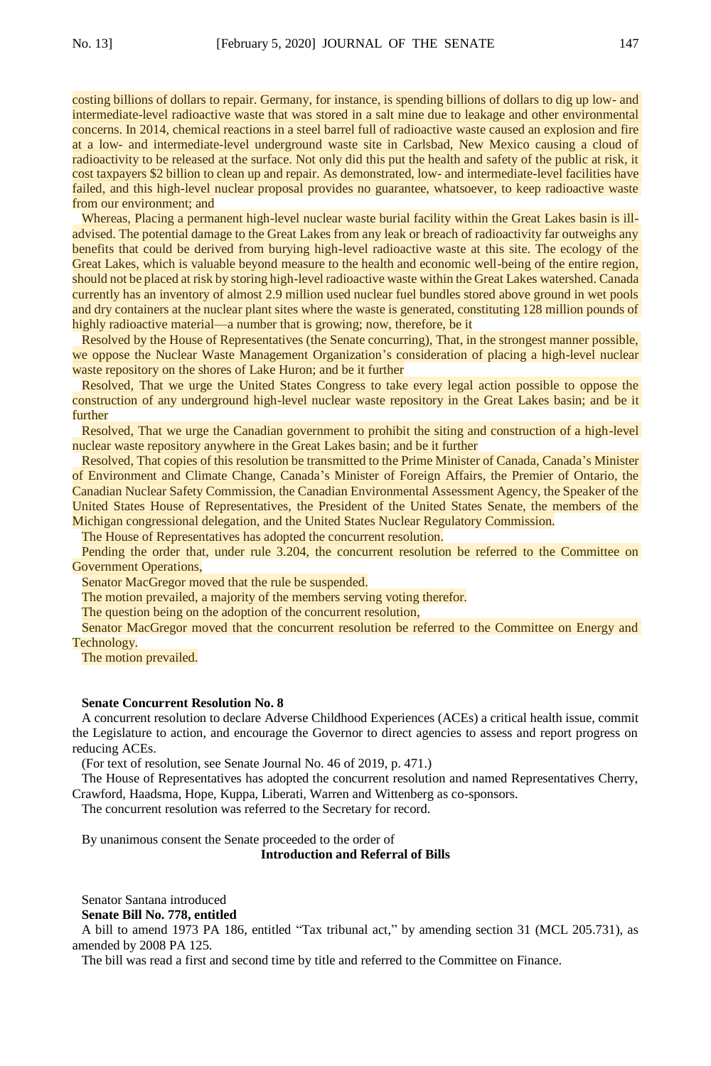costing billions of dollars to repair. Germany, for instance, is spending billions of dollars to dig up low- and intermediate-level radioactive waste that was stored in a salt mine due to leakage and other environmental concerns. In 2014, chemical reactions in a steel barrel full of radioactive waste caused an explosion and fire at a low- and intermediate-level underground waste site in Carlsbad, New Mexico causing a cloud of radioactivity to be released at the surface. Not only did this put the health and safety of the public at risk, it cost taxpayers $2 billion to clean up and repair. As demonstrated, low- and intermediate-level facilities have failed, and this high-level nuclear proposal provides no guarantee, whatsoever, to keep radioactive waste from our environment; and

Whereas, Placing a permanent high-level nuclear waste burial facility within the Great Lakes basin is ill-advised. The potential damage to the Great Lakes from any leak or breach of radioactivity far outweighs any benefits that could be derived from burying high-level radioactive waste at this site. The ecology of the Great Lakes, which is valuable beyond measure to the health and economic well-being of the entire region, should not be placed at risk by storing high-level radioactive waste within the Great Lakes watershed. Canada currently has an inventory of almost 2.9 million used nuclear fuel bundles stored above ground in wet pools and dry containers at the nuclear plant sites where the waste is generated, constituting 128 million pounds of highly radioactive material—a number that is growing; now, therefore, be it

Resolved by the House of Representatives (the Senate concurring), That, in the strongest manner possible, we oppose the Nuclear Waste Management Organization's consideration of placing a high-level nuclear waste repository on the shores of Lake Huron; and be it further

Resolved, That we urge the United States Congress to take every legal action possible to oppose the construction of any underground high-level nuclear waste repository in the Great Lakes basin; and be it further

Resolved, That we urge the Canadian government to prohibit the siting and construction of a high-level nuclear waste repository anywhere in the Great Lakes basin; and be it further

Resolved, That copies of this resolution be transmitted to the Prime Minister of Canada, Canada's Minister of Environment and Climate Change, Canada's Minister of Foreign Affairs, the Premier of Ontario, the Canadian Nuclear Safety Commission, the Canadian Environmental Assessment Agency, the Speaker of the United States House of Representatives, the President of the United States Senate, the members of the Michigan congressional delegation, and the United States Nuclear Regulatory Commission.

The House of Representatives has adopted the concurrent resolution.

Pending the order that, under rule 3.204, the concurrent resolution be referred to the Committee on Government Operations,

Senator MacGregor moved that the rule be suspended.

The motion prevailed, a majority of the members serving voting therefor.

The question being on the adoption of the concurrent resolution,

Senator MacGregor moved that the concurrent resolution be referred to the Committee on Energy and Technology.

The motion prevailed.

**Senate Concurrent Resolution No. 8**

A concurrent resolution to declare Adverse Childhood Experiences (ACEs) a critical health issue, commit the Legislature to action, and encourage the Governor to direct agencies to assess and report progress on reducing ACEs.

(For text of resolution, see Senate Journal No. 46 of 2019, p. 471.)

The House of Representatives has adopted the concurrent resolution and named Representatives Cherry, Crawford, Haadsma, Hope, Kuppa, Liberati, Warren and Wittenberg as co-sponsors.

The concurrent resolution was referred to the Secretary for record.

By unanimous consent the Senate proceeded to the order of

**Introduction and Referral of Bills**

Senator Santana introduced

**Senate Bill No. 778, entitled**

A bill to amend 1973 PA 186, entitled "Tax tribunal act," by amending section 31 (MCL 205.731), as amended by 2008 PA 125.

The bill was read a first and second time by title and referred to the Committee on Finance.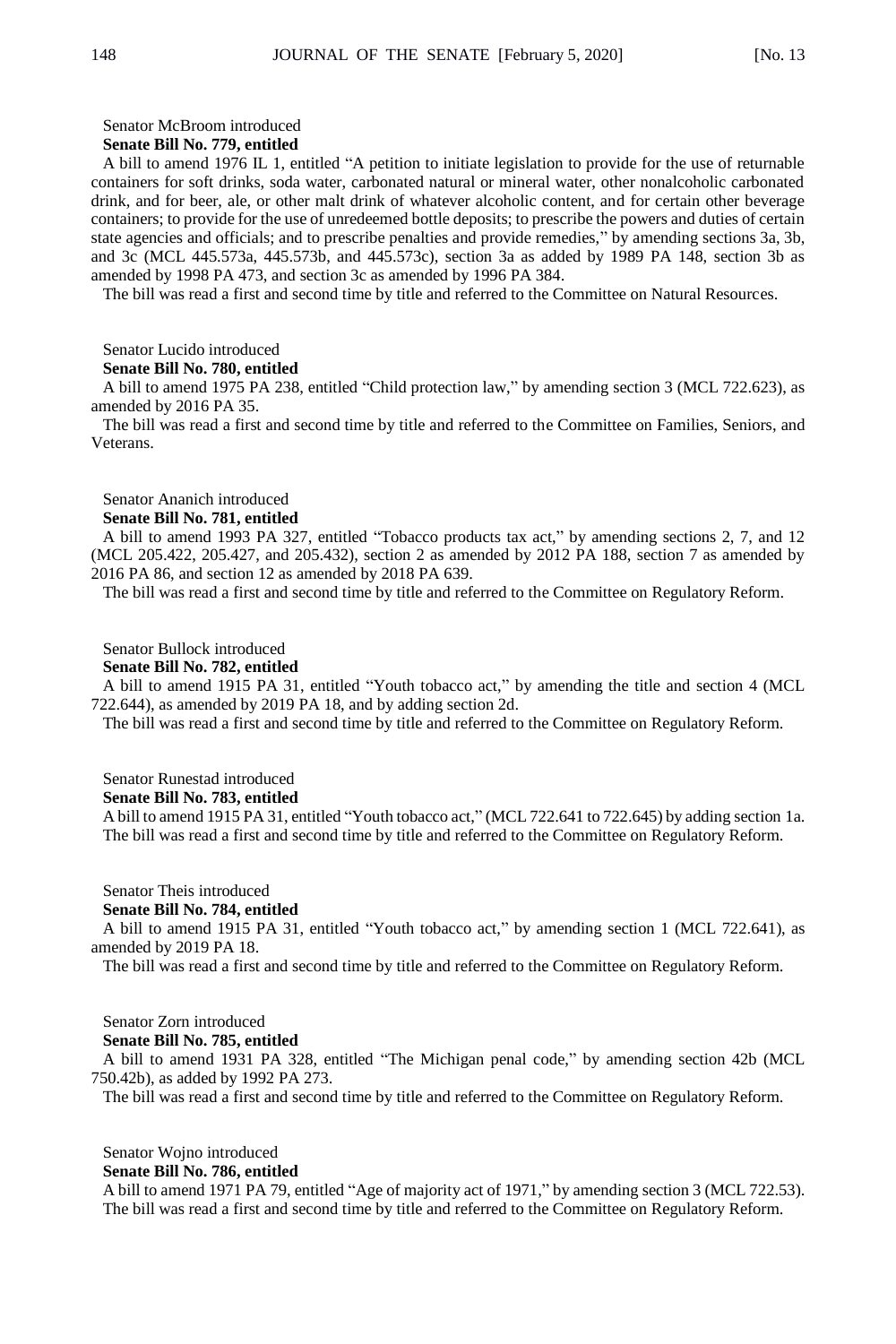Senator McBroom introduced

**Senate Bill No. 779, entitled**

A bill to amend 1976 IL 1, entitled "A petition to initiate legislation to provide for the use of returnable containers for soft drinks, soda water, carbonated natural or mineral water, other nonalcoholic carbonated drink, and for beer, ale, or other malt drink of whatever alcoholic content, and for certain other beverage containers; to provide for the use of unredeemed bottle deposits; to prescribe the powers and duties of certain state agencies and officials; and to prescribe penalties and provide remedies," by amending sections 3a, 3b, and 3c (MCL 445.573a, 445.573b, and 445.573c), section 3a as added by 1989 PA 148, section 3b as amended by 1998 PA 473, and section 3c as amended by 1996 PA 384.

The bill was read a first and second time by title and referred to the Committee on Natural Resources.

Senator Lucido introduced

**Senate Bill No. 780, entitled**

A bill to amend 1975 PA 238, entitled "Child protection law," by amending section 3 (MCL 722.623), as amended by 2016 PA 35.

The bill was read a first and second time by title and referred to the Committee on Families, Seniors, and Veterans.

Senator Ananich introduced

**Senate Bill No. 781, entitled**

A bill to amend 1993 PA 327, entitled "Tobacco products tax act," by amending sections 2, 7, and 12 (MCL 205.422, 205.427, and 205.432), section 2 as amended by 2012 PA 188, section 7 as amended by 2016 PA 86, and section 12 as amended by 2018 PA 639.

The bill was read a first and second time by title and referred to the Committee on Regulatory Reform.

Senator Bullock introduced

**Senate Bill No. 782, entitled**

A bill to amend 1915 PA 31, entitled "Youth tobacco act," by amending the title and section 4 (MCL 722.644), as amended by 2019 PA 18, and by adding section 2d.

The bill was read a first and second time by title and referred to the Committee on Regulatory Reform.

Senator Runestad introduced

**Senate Bill No. 783, entitled**

A bill to amend 1915 PA 31, entitled "Youth tobacco act," (MCL 722.641 to 722.645) by adding section 1a.

The bill was read a first and second time by title and referred to the Committee on Regulatory Reform.

Senator Theis introduced

**Senate Bill No. 784, entitled**

A bill to amend 1915 PA 31, entitled "Youth tobacco act," by amending section 1 (MCL 722.641), as amended by 2019 PA 18.

The bill was read a first and second time by title and referred to the Committee on Regulatory Reform.

Senator Zorn introduced

**Senate Bill No. 785, entitled**

A bill to amend 1931 PA 328, entitled "The Michigan penal code," by amending section 42b (MCL 750.42b), as added by 1992 PA 273.

The bill was read a first and second time by title and referred to the Committee on Regulatory Reform.

Senator Wojno introduced

**Senate Bill No. 786, entitled**

A bill to amend 1971 PA 79, entitled "Age of majority act of 1971," by amending section 3 (MCL 722.53).

The bill was read a first and second time by title and referred to the Committee on Regulatory Reform.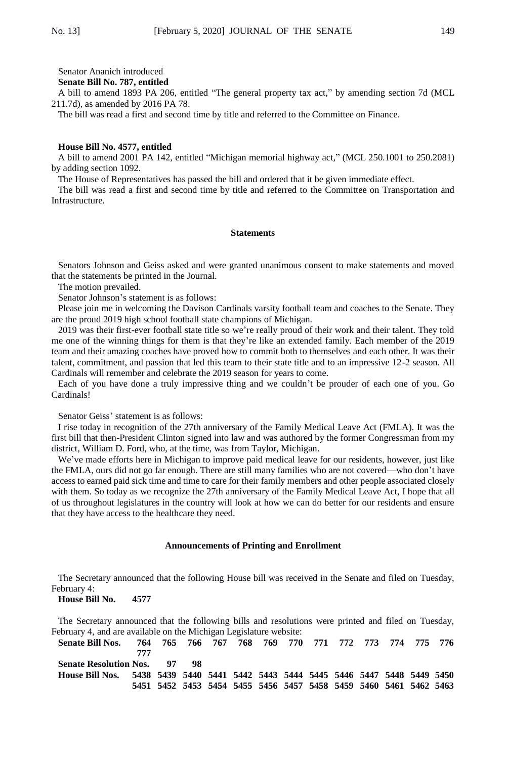Senator Ananich introduced

**Senate Bill No. 787, entitled**

A bill to amend 1893 PA 206, entitled "The general property tax act," by amending section 7d (MCL 211.7d), as amended by 2016 PA 78.

The bill was read a first and second time by title and referred to the Committee on Finance.

**House Bill No. 4577, entitled**

A bill to amend 2001 PA 142, entitled "Michigan memorial highway act," (MCL 250.1001 to 250.2081) by adding section 1092.

The House of Representatives has passed the bill and ordered that it be given immediate effect.

The bill was read a first and second time by title and referred to the Committee on Transportation and Infrastructure.

**Statements**

Senators Johnson and Geiss asked and were granted unanimous consent to make statements and moved that the statements be printed in the Journal.

The motion prevailed.

Senator Johnson's statement is as follows:

Please join me in welcoming the Davison Cardinals varsity football team and coaches to the Senate. They are the proud 2019 high school football state champions of Michigan.

2019 was their first-ever football state title so we're really proud of their work and their talent. They told me one of the winning things for them is that they're like an extended family. Each member of the 2019 team and their amazing coaches have proved how to commit both to themselves and each other. It was their talent, commitment, and passion that led this team to their state title and to an impressive 12-2 season. All Cardinals will remember and celebrate the 2019 season for years to come.

Each of you have done a truly impressive thing and we couldn't be prouder of each one of you. Go Cardinals!

Senator Geiss' statement is as follows:

I rise today in recognition of the 27th anniversary of the Family Medical Leave Act (FMLA). It was the first bill that then-President Clinton signed into law and was authored by the former Congressman from my district, William D. Ford, who, at the time, was from Taylor, Michigan.

We've made efforts here in Michigan to improve paid medical leave for our residents, however, just like the FMLA, ours did not go far enough. There are still many families who are not covered—who don't have access to earned paid sick time and time to care for their family members and other people associated closely with them. So today as we recognize the 27th anniversary of the Family Medical Leave Act, I hope that all of us throughout legislatures in the country will look at how we can do better for our residents and ensure that they have access to the healthcare they need.

**Announcements of Printing and Enrollment**

The Secretary announced that the following House bill was received in the Senate and filed on Tuesday, February 4:

**House Bill No. 4577**

The Secretary announced that the following bills and resolutions were printed and filed on Tuesday, February 4, and are available on the Michigan Legislature website:

**Senate Bill Nos. 764 765 766 767 768 769 770 771 772 773 774 775 776 777**

**Senate Resolution Nos. 97 98**

**House Bill Nos. 5438 5439 5440 5441 5442 5443 5444 5445 5446 5447 5448 5449 5450 5451 5452 5453 5454 5455 5456 5457 5458 5459 5460 5461 5462 5463**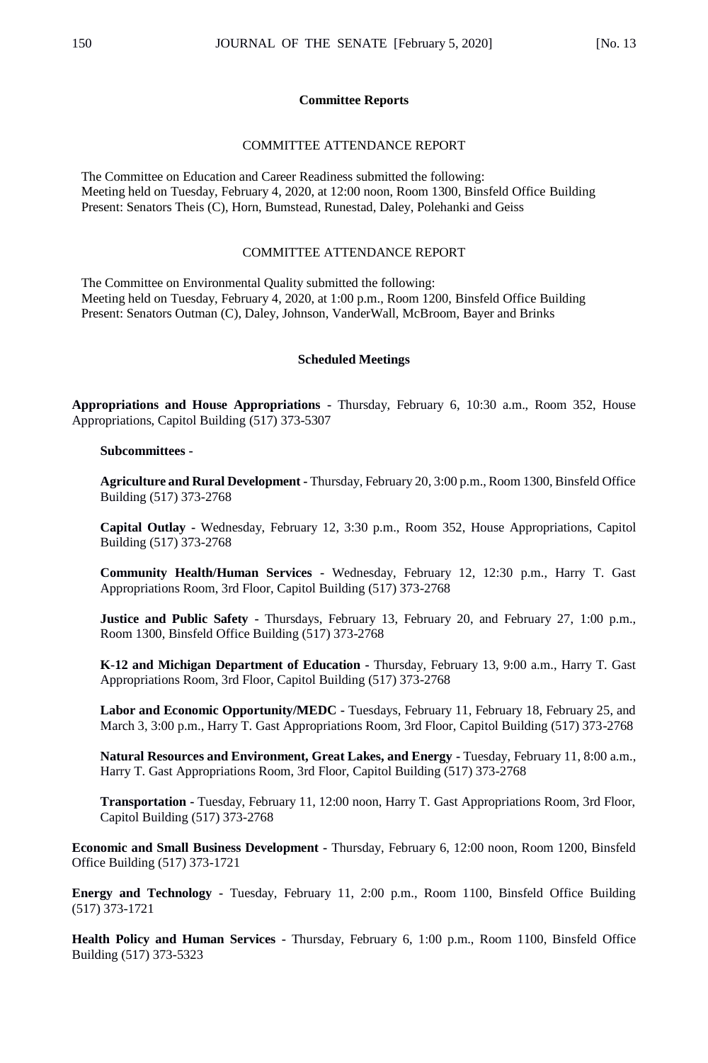**Committee Reports**

COMMITTEE ATTENDANCE REPORT

The Committee on Education and Career Readiness submitted the following:
Meeting held on Tuesday, February 4, 2020, at 12:00 noon, Room 1300, Binsfeld Office Building
Present: Senators Theis (C), Horn, Bumstead, Runestad, Daley, Polehanki and Geiss

COMMITTEE ATTENDANCE REPORT

The Committee on Environmental Quality submitted the following:
Meeting held on Tuesday, February 4, 2020, at 1:00 p.m., Room 1200, Binsfeld Office Building
Present: Senators Outman (C), Daley, Johnson, VanderWall, McBroom, Bayer and Brinks

**Scheduled Meetings**

**Appropriations and House Appropriations** - Thursday, February 6, 10:30 a.m., Room 352, House Appropriations, Capitol Building (517) 373-5307

**Subcommittees -**

**Agriculture and Rural Development** - Thursday, February 20, 3:00 p.m., Room 1300, Binsfeld Office Building (517) 373-2768

**Capital Outlay** - Wednesday, February 12, 3:30 p.m., Room 352, House Appropriations, Capitol Building (517) 373-2768

**Community Health/Human Services** - Wednesday, February 12, 12:30 p.m., Harry T. Gast Appropriations Room, 3rd Floor, Capitol Building (517) 373-2768

**Justice and Public Safety** - Thursdays, February 13, February 20, and February 27, 1:00 p.m., Room 1300, Binsfeld Office Building (517) 373-2768

**K-12 and Michigan Department of Education** - Thursday, February 13, 9:00 a.m., Harry T. Gast Appropriations Room, 3rd Floor, Capitol Building (517) 373-2768

**Labor and Economic Opportunity/MEDC** - Tuesdays, February 11, February 18, February 25, and March 3, 3:00 p.m., Harry T. Gast Appropriations Room, 3rd Floor, Capitol Building (517) 373-2768

**Natural Resources and Environment, Great Lakes, and Energy** - Tuesday, February 11, 8:00 a.m., Harry T. Gast Appropriations Room, 3rd Floor, Capitol Building (517) 373-2768

**Transportation** - Tuesday, February 11, 12:00 noon, Harry T. Gast Appropriations Room, 3rd Floor, Capitol Building (517) 373-2768

**Economic and Small Business Development** - Thursday, February 6, 12:00 noon, Room 1200, Binsfeld Office Building (517) 373-1721

**Energy and Technology** - Tuesday, February 11, 2:00 p.m., Room 1100, Binsfeld Office Building (517) 373-1721

**Health Policy and Human Services** - Thursday, February 6, 1:00 p.m., Room 1100, Binsfeld Office Building (517) 373-5323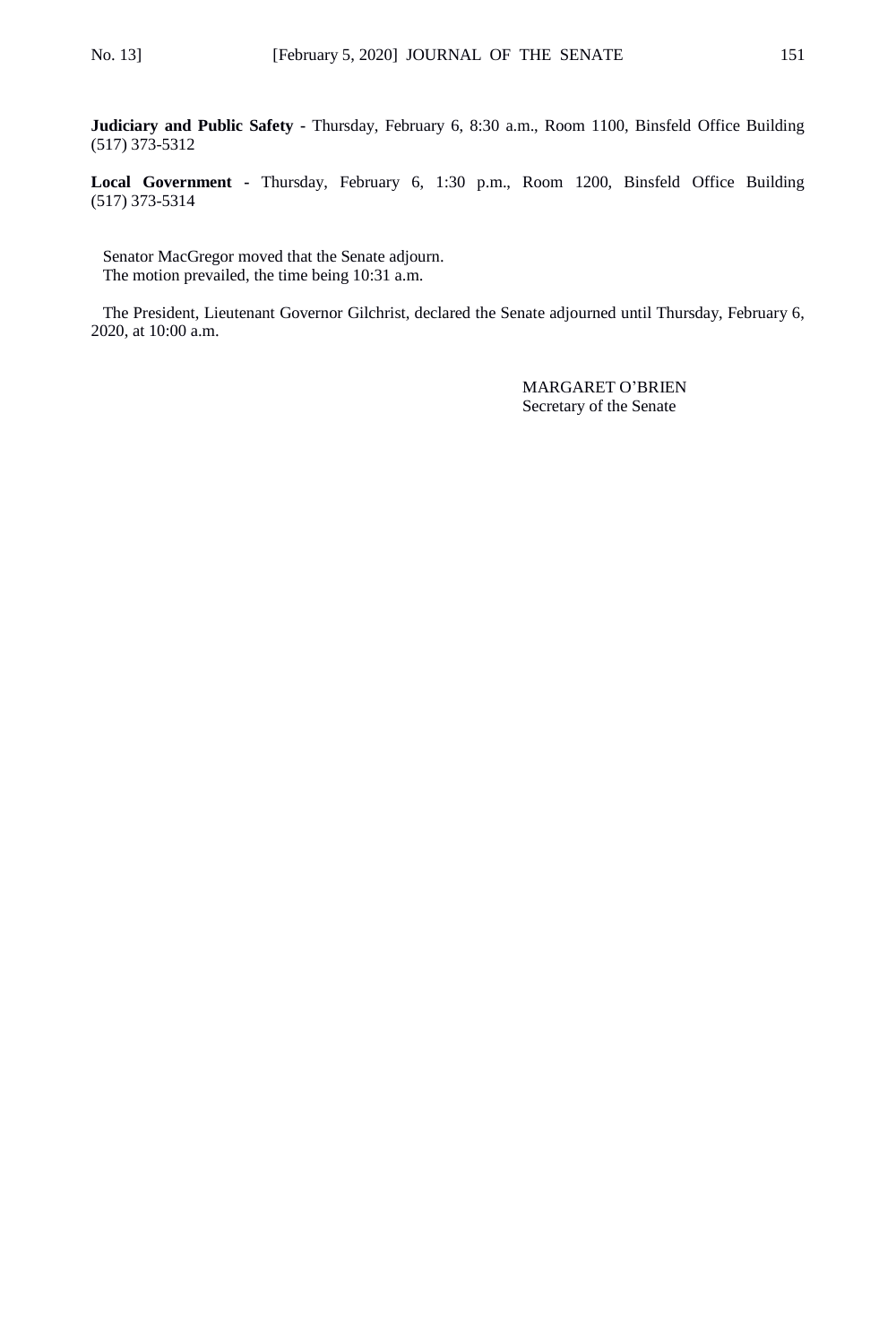**Judiciary and Public Safety** - Thursday, February 6, 8:30 a.m., Room 1100, Binsfeld Office Building (517) 373-5312

**Local Government** - Thursday, February 6, 1:30 p.m., Room 1200, Binsfeld Office Building (517) 373-5314

Senator MacGregor moved that the Senate adjourn.
The motion prevailed, the time being 10:31 a.m.

The President, Lieutenant Governor Gilchrist, declared the Senate adjourned until Thursday, February 6, 2020, at 10:00 a.m.

MARGARET O'BRIEN
Secretary of the Senate